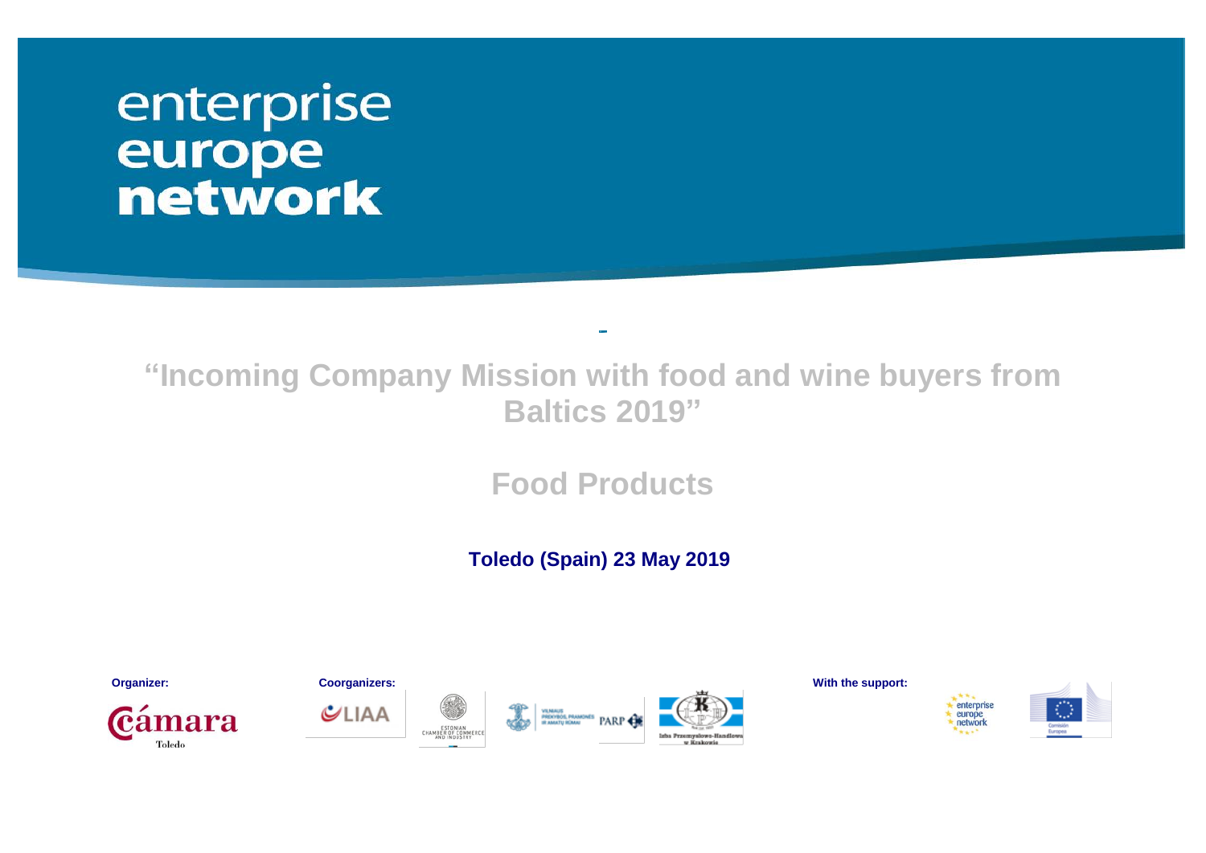enterprise
europe
network

# "Incoming Company Mission with food and wine buyers from Baltics 2019"

## Food Products

**Toledo (Spain) 23 May 2019**

**Organizer:** Cámara Toledo

**Coorganizers:** LIAA, Estonian Chamber of Commerce and Industry, Vilniaus prekybos, pramonės ir amatų rūmai, PARP, Izba Przemysłowo-Handlowa w Krakowie

**With the support:** enterprise europe network, Comisión Europea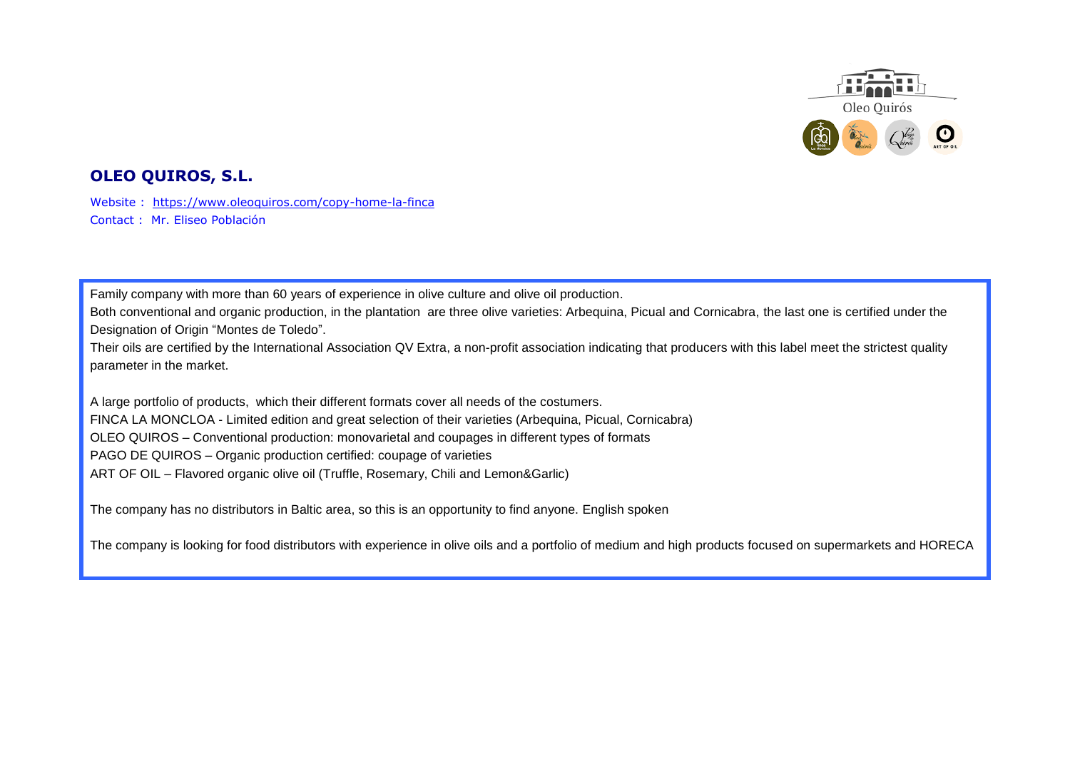## OLEO QUIROS, S.L.

Website : https://www.oleoquiros.com/copy-home-la-finca
Contact : Mr. Eliseo Población

Family company with more than 60 years of experience in olive culture and olive oil production.
Both conventional and organic production, in the plantation are three olive varieties: Arbequina, Picual and Cornicabra, the last one is certified under the Designation of Origin "Montes de Toledo".
Their oils are certified by the International Association QV Extra, a non-profit association indicating that producers with this label meet the strictest quality parameter in the market.

A large portfolio of products, which their different formats cover all needs of the costumers.
FINCA LA MONCLOA - Limited edition and great selection of their varieties (Arbequina, Picual, Cornicabra)
OLEO QUIROS – Conventional production: monovarietal and coupages in different types of formats
PAGO DE QUIROS – Organic production certified: coupage of varieties
ART OF OIL – Flavored organic olive oil (Truffle, Rosemary, Chili and Lemon&Garlic)

The company has no distributors in Baltic area, so this is an opportunity to find anyone. English spoken

The company is looking for food distributors with experience in olive oils and a portfolio of medium and high products focused on supermarkets and HORECA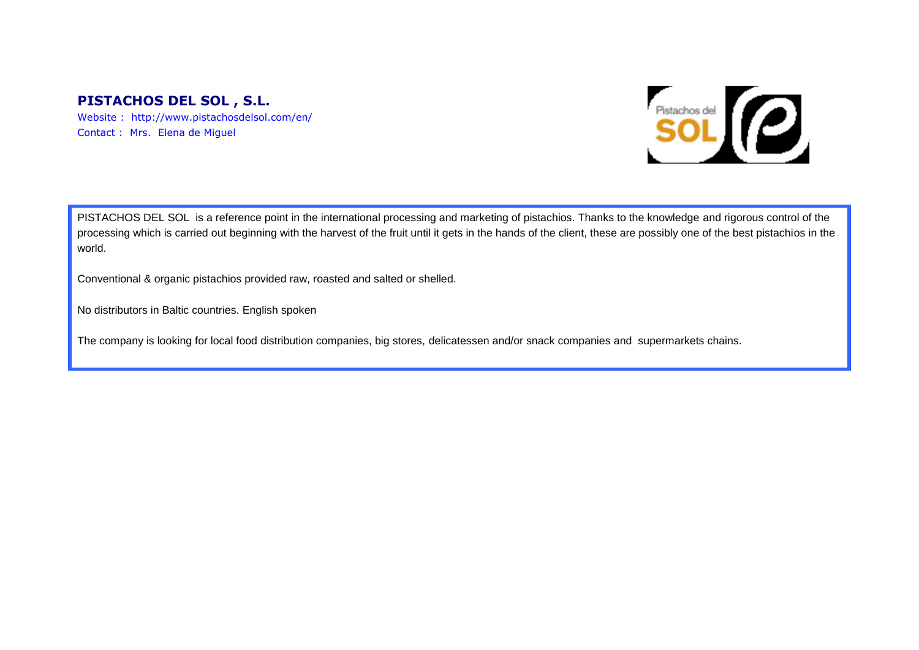## PISTACHOS DEL SOL , S.L.

Website : http://www.pistachosdelsol.com/en/

Contact : Mrs. Elena de Miguel

PISTACHOS DEL SOL is a reference point in the international processing and marketing of pistachios. Thanks to the knowledge and rigorous control of the processing which is carried out beginning with the harvest of the fruit until it gets in the hands of the client, these are possibly one of the best pistachios in the world.

Conventional & organic pistachios provided raw, roasted and salted or shelled.

No distributors in Baltic countries. English spoken

The company is looking for local food distribution companies, big stores, delicatessen and/or snack companies and supermarkets chains.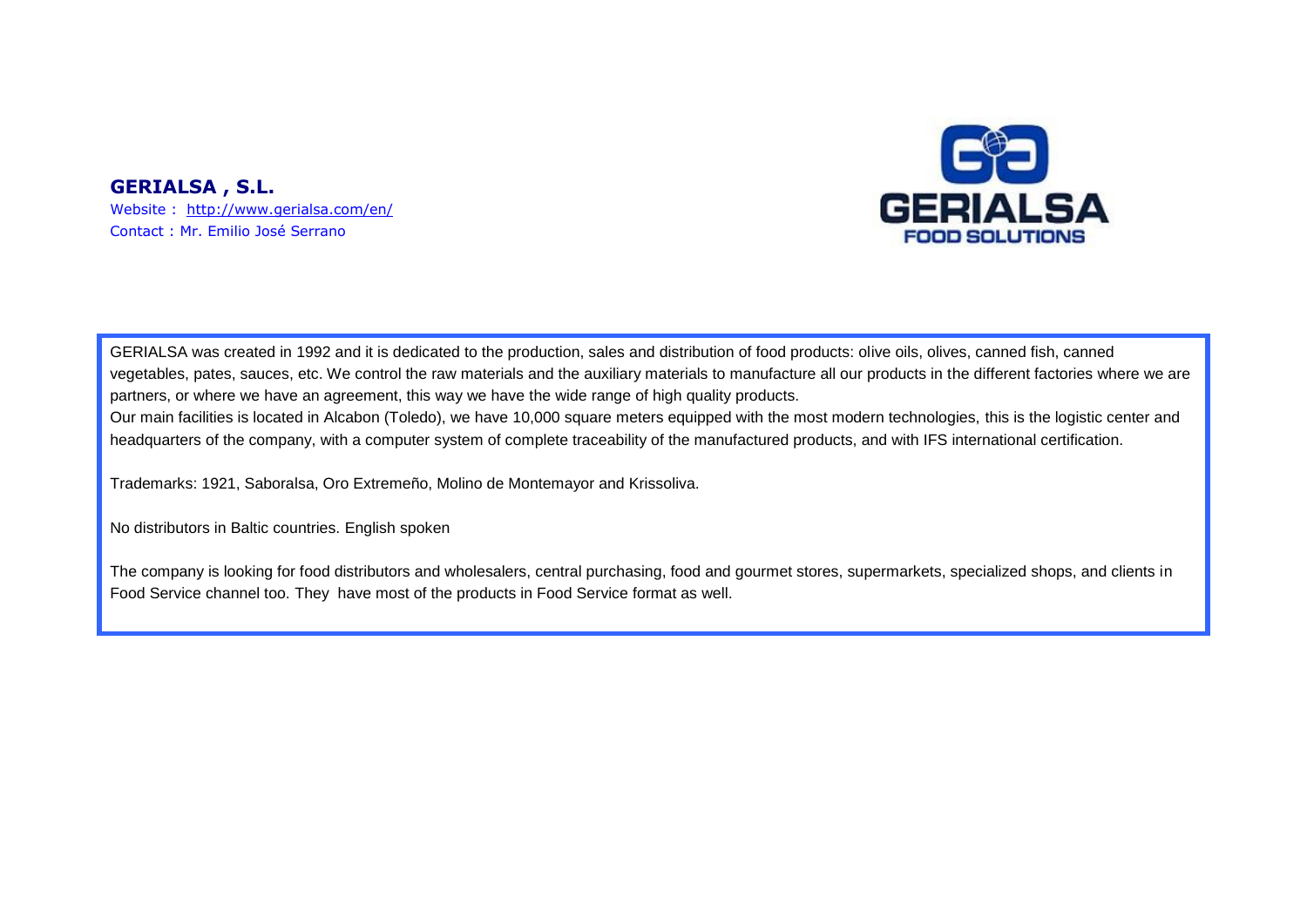## GERIALSA , S.L.

Website : http://www.gerialsa.com/en/
Contact : Mr. Emilio José Serrano

GERIALSA was created in 1992 and it is dedicated to the production, sales and distribution of food products: olive oils, olives, canned fish, canned vegetables, pates, sauces, etc. We control the raw materials and the auxiliary materials to manufacture all our products in the different factories where we are partners, or where we have an agreement, this way we have the wide range of high quality products.
Our main facilities is located in Alcabon (Toledo), we have 10,000 square meters equipped with the most modern technologies, this is the logistic center and headquarters of the company, with a computer system of complete traceability of the manufactured products, and with IFS international certification.

Trademarks: 1921, Saboralsa, Oro Extremeño, Molino de Montemayor and Krissoliva.

No distributors in Baltic countries. English spoken

The company is looking for food distributors and wholesalers, central purchasing, food and gourmet stores, supermarkets, specialized shops, and clients in Food Service channel too. They have most of the products in Food Service format as well.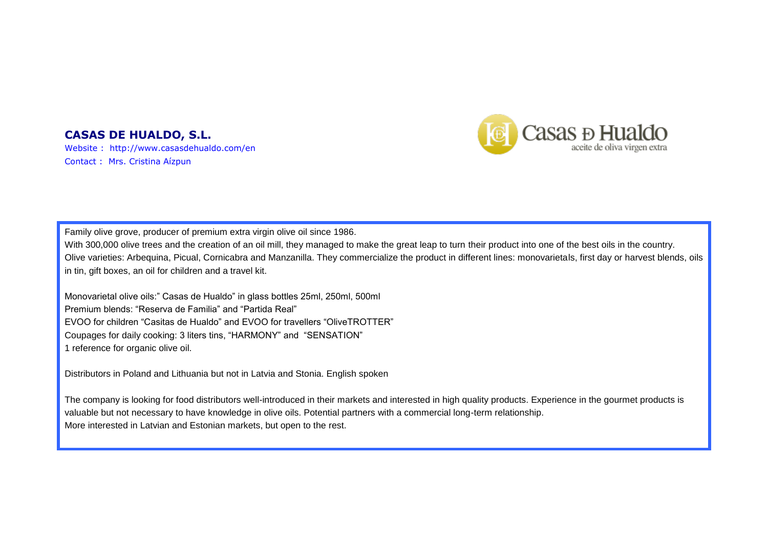**CASAS DE HUALDO, S.L.**

Website : http://www.casasdehualdo.com/en
Contact : Mrs. Cristina Aízpun

Family olive grove, producer of premium extra virgin olive oil since 1986.
With 300,000 olive trees and the creation of an oil mill, they managed to make the great leap to turn their product into one of the best oils in the country.
Olive varieties: Arbequina, Picual, Cornicabra and Manzanilla. They commercialize the product in different lines: monovarietals, first day or harvest blends, oils in tin, gift boxes, an oil for children and a travel kit.

Monovarietal olive oils:" Casas de Hualdo" in glass bottles 25ml, 250ml, 500ml
Premium blends: "Reserva de Familia" and "Partida Real"
EVOO for children "Casitas de Hualdo" and EVOO for travellers "OliveTROTTER"
Coupages for daily cooking: 3 liters tins, "HARMONY" and "SENSATION"
1 reference for organic olive oil.

Distributors in Poland and Lithuania but not in Latvia and Stonia. English spoken

The company is looking for food distributors well-introduced in their markets and interested in high quality products. Experience in the gourmet products is valuable but not necessary to have knowledge in olive oils. Potential partners with a commercial long-term relationship.
More interested in Latvian and Estonian markets, but open to the rest.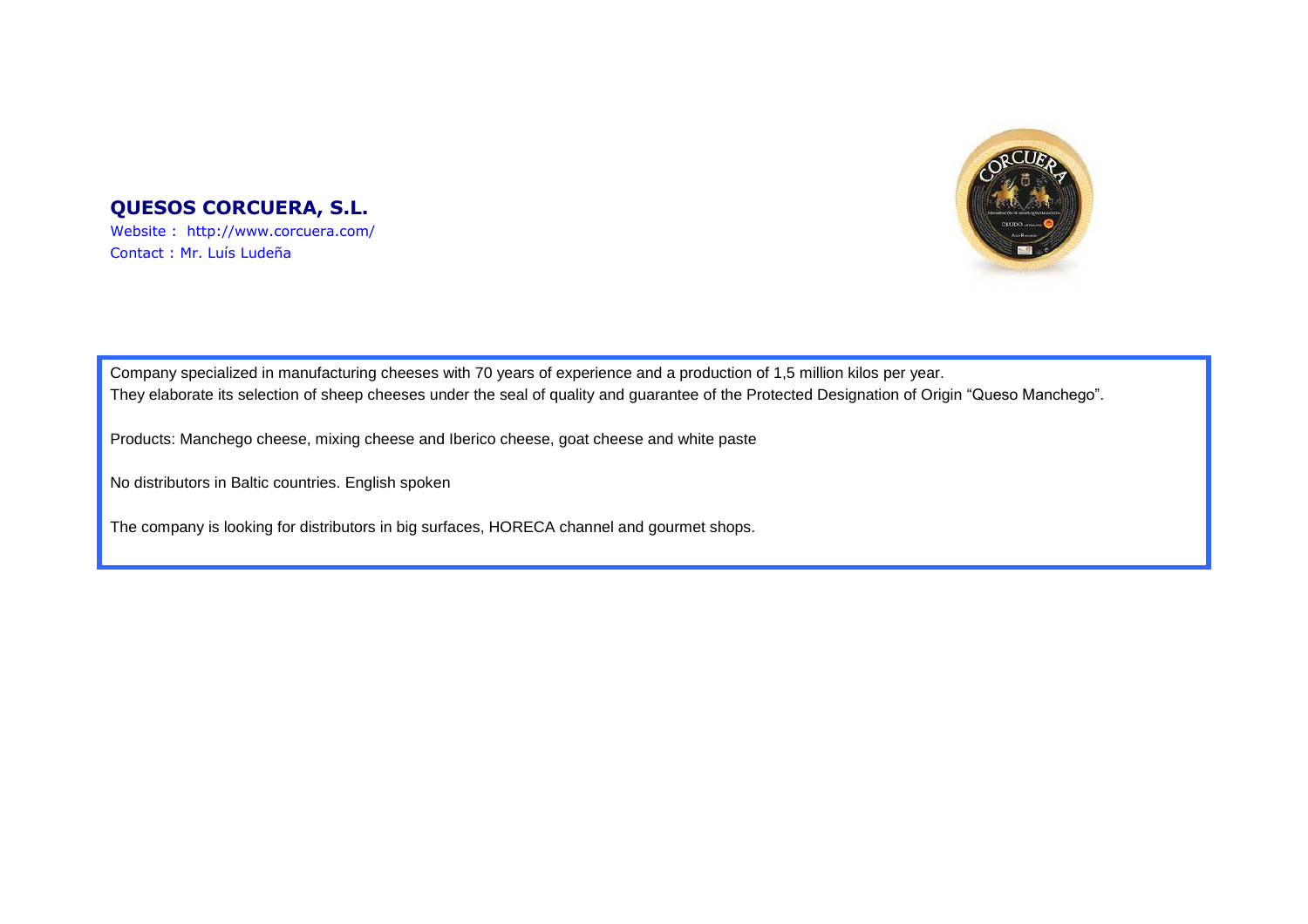**QUESOS CORCUERA, S.L.**

Website : http://www.corcuera.com/

Contact : Mr. Luís Ludeña

Company specialized in manufacturing cheeses with 70 years of experience and a production of 1,5 million kilos per year.

They elaborate its selection of sheep cheeses under the seal of quality and guarantee of the Protected Designation of Origin "Queso Manchego".

Products: Manchego cheese, mixing cheese and Iberico cheese, goat cheese and white paste

No distributors in Baltic countries. English spoken

The company is looking for distributors in big surfaces, HORECA channel and gourmet shops.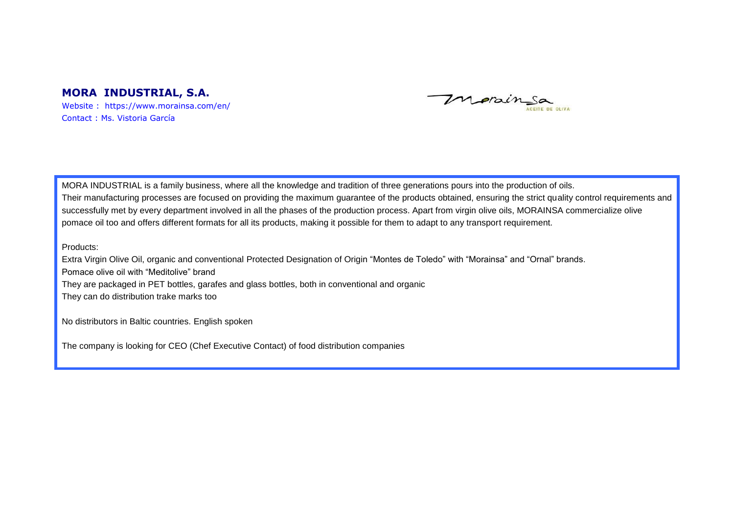## MORA INDUSTRIAL, S.A.

Website : https://www.morainsa.com/en/
Contact : Ms. Vistoria García

MORA INDUSTRIAL is a family business, where all the knowledge and tradition of three generations pours into the production of oils.
Their manufacturing processes are focused on providing the maximum guarantee of the products obtained, ensuring the strict quality control requirements and successfully met by every department involved in all the phases of the production process. Apart from virgin olive oils, MORAINSA commercialize olive pomace oil too and offers different formats for all its products, making it possible for them to adapt to any transport requirement.

Products:
Extra Virgin Olive Oil, organic and conventional Protected Designation of Origin "Montes de Toledo" with "Morainsa" and "Ornal" brands.
Pomace olive oil with "Meditolive" brand
They are packaged in PET bottles, garafes and glass bottles, both in conventional and organic
They can do distribution trake marks too

No distributors in Baltic countries. English spoken

The company is looking for CEO (Chef Executive Contact) of food distribution companies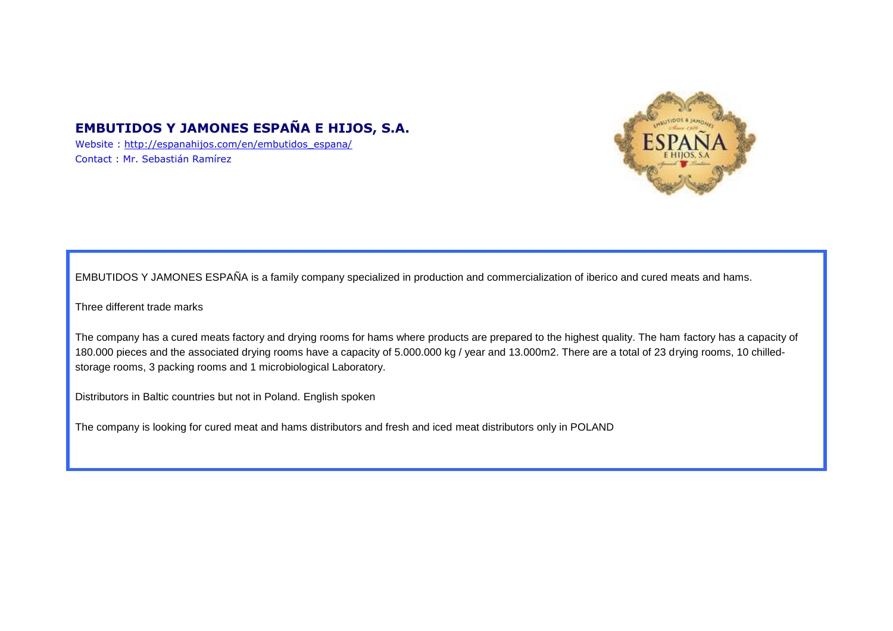## EMBUTIDOS Y JAMONES ESPAÑA E HIJOS, S.A.

Website : http://espanahijos.com/en/embutidos_espana/
Contact : Mr. Sebastián Ramírez

EMBUTIDOS Y JAMONES ESPAÑA is a family company specialized in production and commercialization of iberico and cured meats and hams.

Three different trade marks

The company has a cured meats factory and drying rooms for hams where products are prepared to the highest quality. The ham factory has a capacity of 180.000 pieces and the associated drying rooms have a capacity of 5.000.000 kg / year and 13.000m2. There are a total of 23 drying rooms, 10 chilled-storage rooms, 3 packing rooms and 1 microbiological Laboratory.

Distributors in Baltic countries but not in Poland. English spoken

The company is looking for cured meat and hams distributors and fresh and iced meat distributors only in POLAND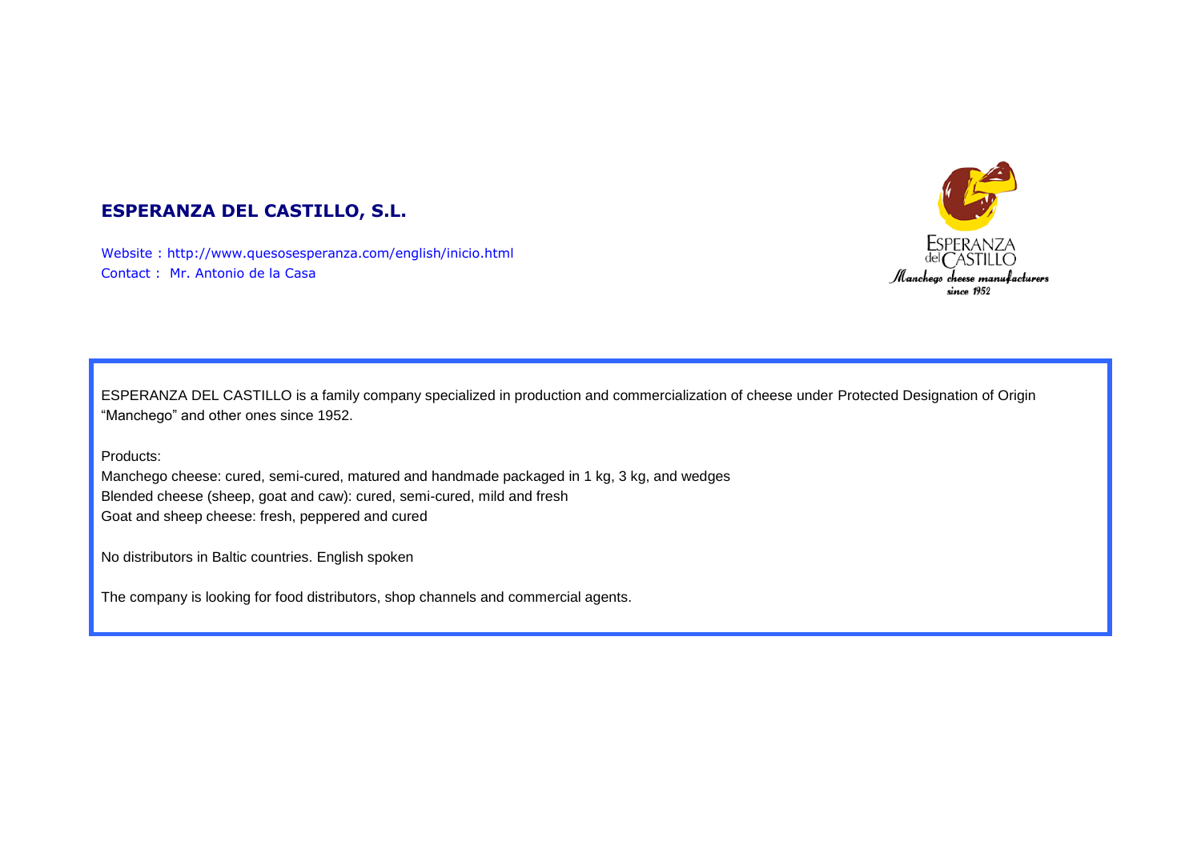## ESPERANZA DEL CASTILLO, S.L.

Website : http://www.quesosesperanza.com/english/inicio.html
Contact : Mr. Antonio de la Casa

ESPERANZA DEL CASTILLO is a family company specialized in production and commercialization of cheese under Protected Designation of Origin "Manchego" and other ones since 1952.

Products:
Manchego cheese: cured, semi-cured, matured and handmade packaged in 1 kg, 3 kg, and wedges
Blended cheese (sheep, goat and caw): cured, semi-cured, mild and fresh
Goat and sheep cheese: fresh, peppered and cured

No distributors in Baltic countries. English spoken

The company is looking for food distributors, shop channels and commercial agents.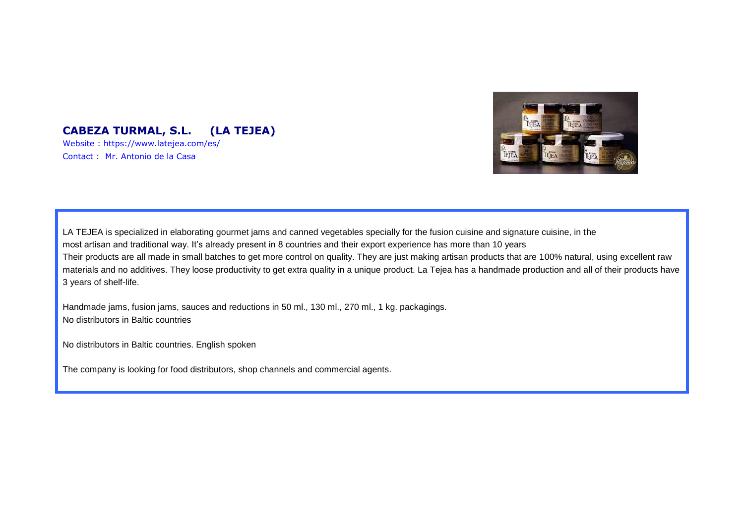## CABEZA TURMAL, S.L. (LA TEJEA)

Website : https://www.latejea.com/es/

Contact : Mr. Antonio de la Casa

LA TEJEA is specialized in elaborating gourmet jams and canned vegetables specially for the fusion cuisine and signature cuisine, in the most artisan and traditional way. It's already present in 8 countries and their export experience has more than 10 years

Their products are all made in small batches to get more control on quality. They are just making artisan products that are 100% natural, using excellent raw materials and no additives. They loose productivity to get extra quality in a unique product. La Tejea has a handmade production and all of their products have 3 years of shelf-life.

Handmade jams, fusion jams, sauces and reductions in 50 ml., 130 ml., 270 ml., 1 kg. packagings.
No distributors in Baltic countries

No distributors in Baltic countries. English spoken

The company is looking for food distributors, shop channels and commercial agents.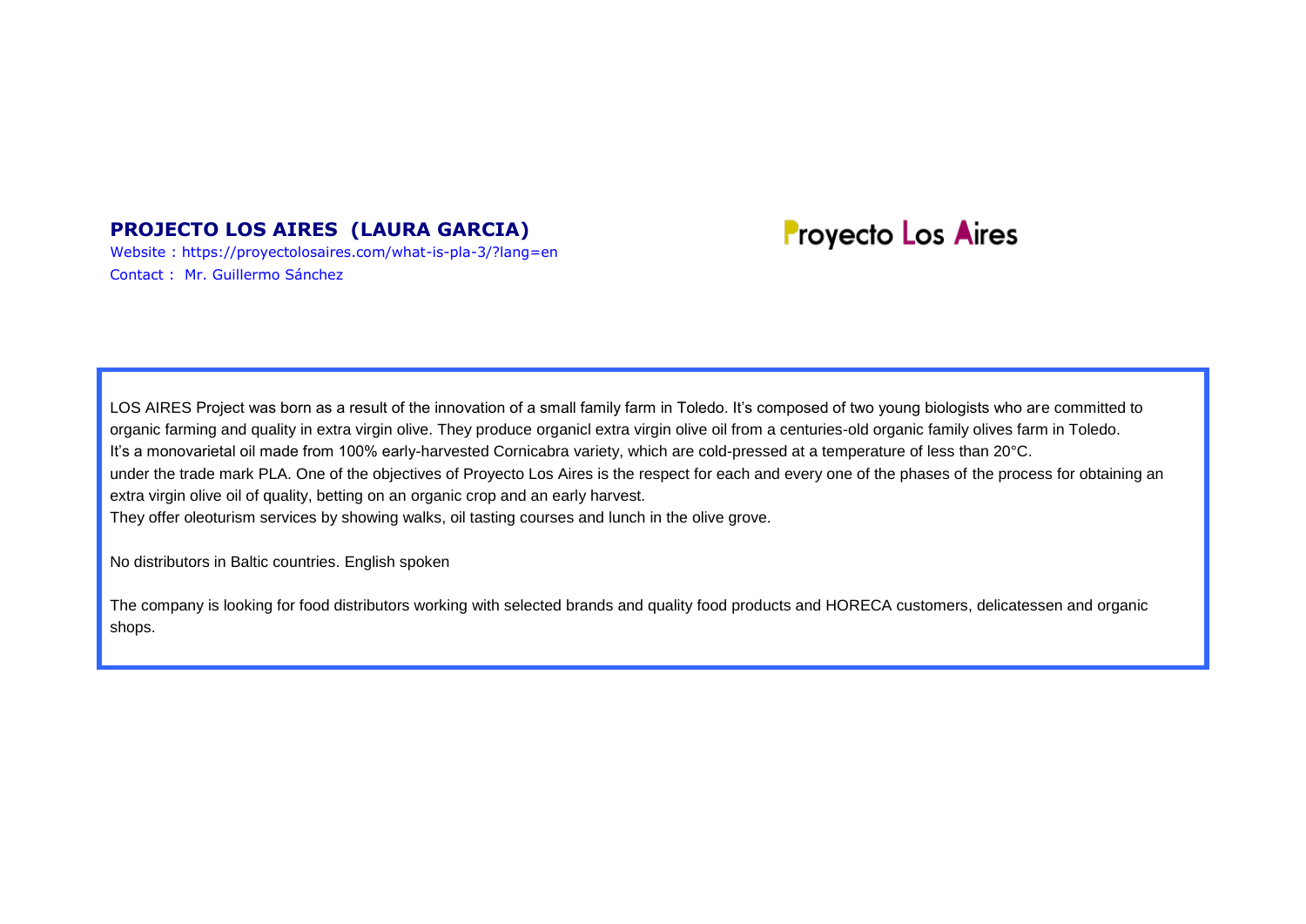## PROJECTO LOS AIRES (LAURA GARCIA)

Website : https://proyectolosaires.com/what-is-pla-3/?lang=en
Contact : Mr. Guillermo Sánchez

Proyecto Los Aires

LOS AIRES Project was born as a result of the innovation of a small family farm in Toledo. It's composed of two young biologists who are committed to organic farming and quality in extra virgin olive. They produce organicl extra virgin olive oil from a centuries-old organic family olives farm in Toledo.
It's a monovarietal oil made from 100% early-harvested Cornicabra variety, which are cold-pressed at a temperature of less than 20°C.
under the trade mark PLA. One of the objectives of Proyecto Los Aires is the respect for each and every one of the phases of the process for obtaining an extra virgin olive oil of quality, betting on an organic crop and an early harvest.
They offer oleoturism services by showing walks, oil tasting courses and lunch in the olive grove.

No distributors in Baltic countries. English spoken

The company is looking for food distributors working with selected brands and quality food products and HORECA customers, delicatessen and organic shops.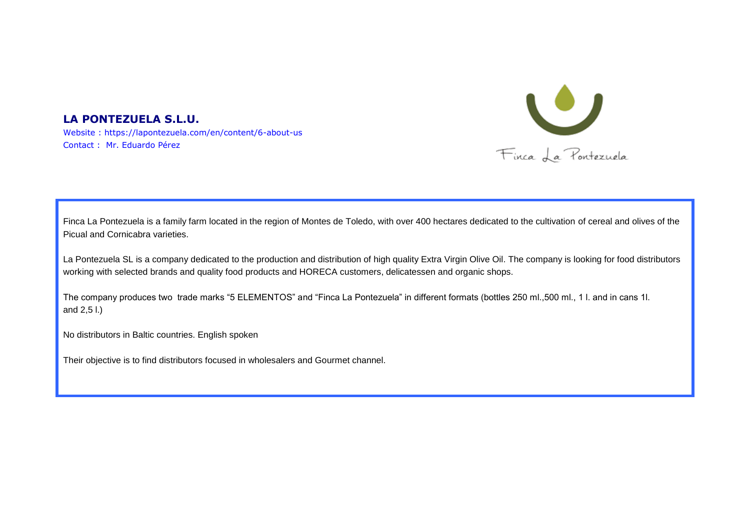## LA PONTEZUELA S.L.U.

Website : https://lapontezuela.com/en/content/6-about-us
Contact : Mr. Eduardo Pérez

Finca La Pontezuela

Finca La Pontezuela is a family farm located in the region of Montes de Toledo, with over 400 hectares dedicated to the cultivation of cereal and olives of the Picual and Cornicabra varieties.

La Pontezuela SL is a company dedicated to the production and distribution of high quality Extra Virgin Olive Oil. The company is looking for food distributors working with selected brands and quality food products and HORECA customers, delicatessen and organic shops.

The company produces two trade marks "5 ELEMENTOS" and "Finca La Pontezuela" in different formats (bottles 250 ml.,500 ml., 1 l. and in cans 1l. and 2,5 l.)

No distributors in Baltic countries. English spoken

Their objective is to find distributors focused in wholesalers and Gourmet channel.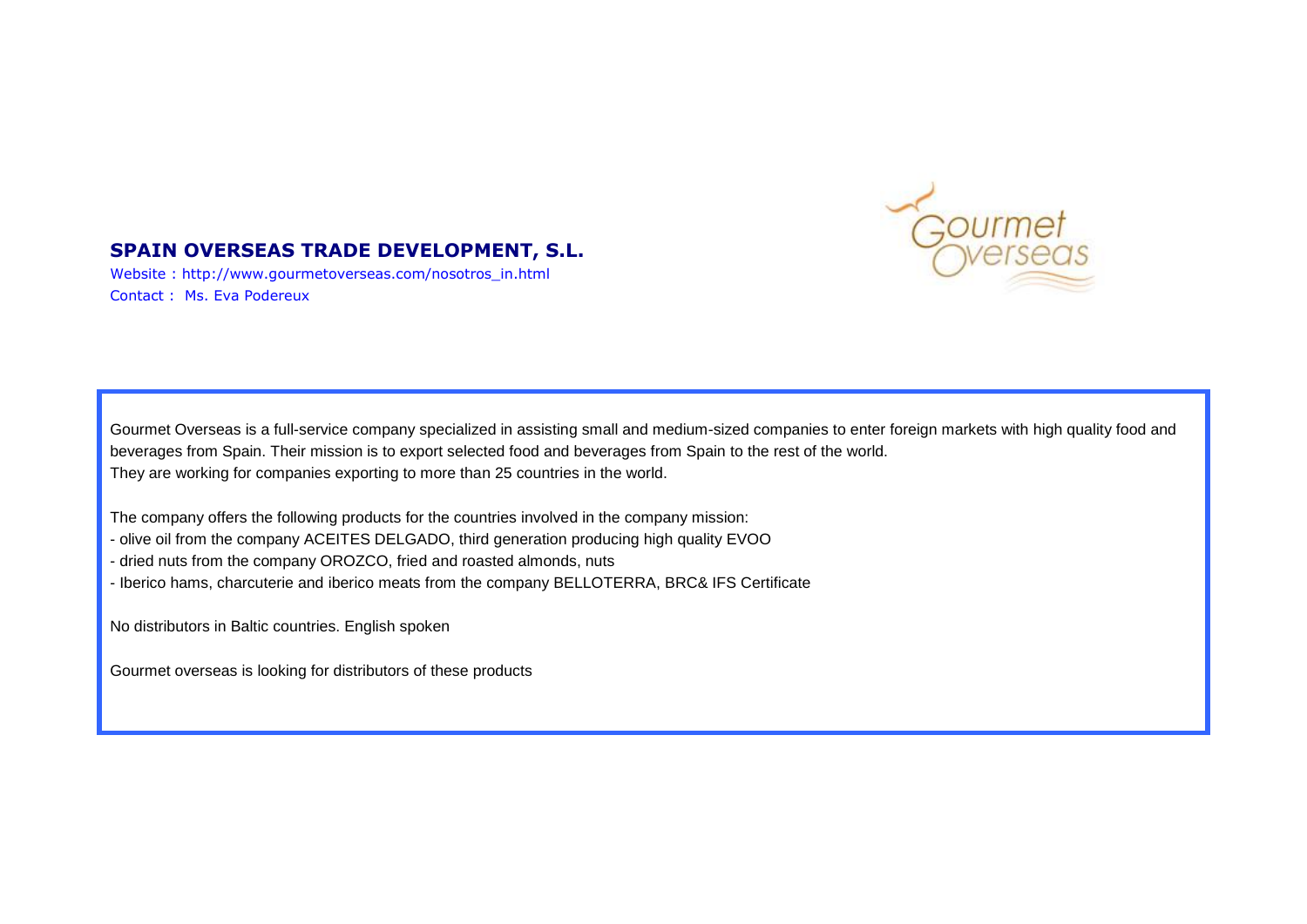## SPAIN OVERSEAS TRADE DEVELOPMENT, S.L.

Website : http://www.gourmetoverseas.com/nosotros_in.html
Contact : Ms. Eva Podereux

Gourmet Overseas is a full-service company specialized in assisting small and medium-sized companies to enter foreign markets with high quality food and beverages from Spain. Their mission is to export selected food and beverages from Spain to the rest of the world.
They are working for companies exporting to more than 25 countries in the world.

The company offers the following products for the countries involved in the company mission:

- olive oil from the company ACEITES DELGADO, third generation producing high quality EVOO
- dried nuts from the company OROZCO, fried and roasted almonds, nuts
- Iberico hams, charcuterie and iberico meats from the company BELLOTERRA, BRC& IFS Certificate

No distributors in Baltic countries. English spoken

Gourmet overseas is looking for distributors of these products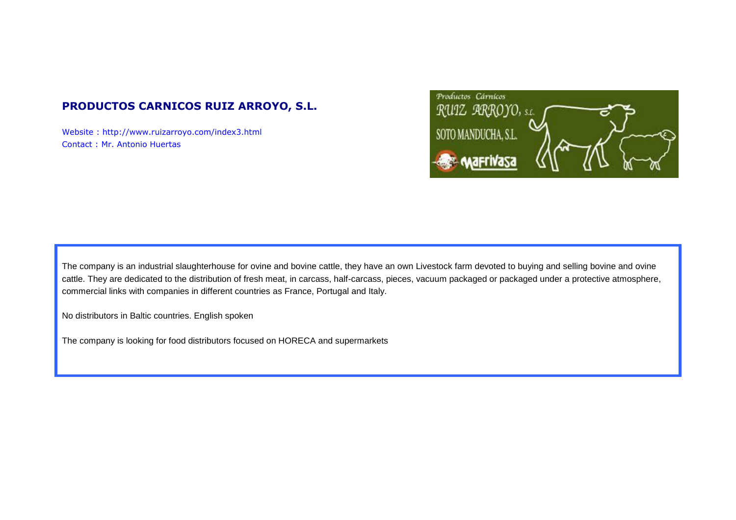## PRODUCTOS CARNICOS RUIZ ARROYO, S.L.

Website : http://www.ruizarroyo.com/index3.html
Contact : Mr. Antonio Huertas

The company is an industrial slaughterhouse for ovine and bovine cattle, they have an own Livestock farm devoted to buying and selling bovine and ovine cattle. They are dedicated to the distribution of fresh meat, in carcass, half-carcass, pieces, vacuum packaged or packaged under a protective atmosphere, commercial links with companies in different countries as France, Portugal and Italy.

No distributors in Baltic countries. English spoken

The company is looking for food distributors focused on HORECA and supermarkets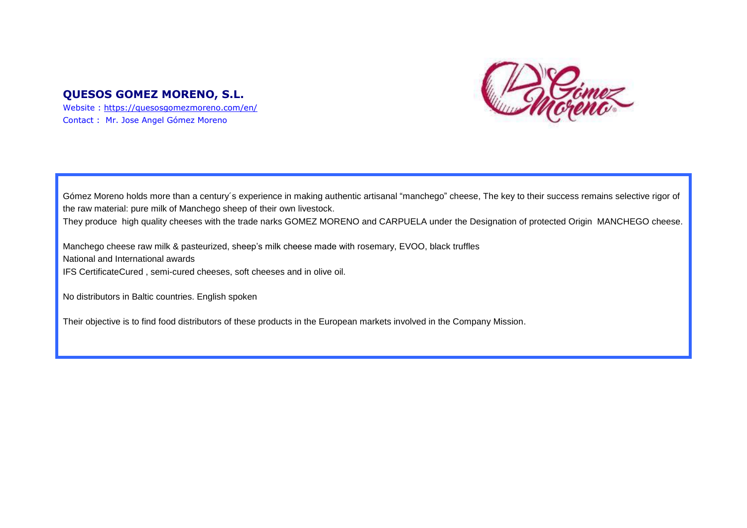## QUESOS GOMEZ MORENO, S.L.

Website : https://quesosgomezmoreno.com/en/

Contact : Mr. Jose Angel Gómez Moreno

Gómez Moreno holds more than a century´s experience in making authentic artisanal “manchego” cheese, The key to their success remains selective rigor of the raw material: pure milk of Manchego sheep of their own livestock.

They produce high quality cheeses with the trade narks GOMEZ MORENO and CARPUELA under the Designation of protected Origin MANCHEGO cheese.

Manchego cheese raw milk & pasteurized, sheep’s milk cheese made with rosemary, EVOO, black truffles

National and International awards

IFS CertificateCured , semi-cured cheeses, soft cheeses and in olive oil.

No distributors in Baltic countries. English spoken

Their objective is to find food distributors of these products in the European markets involved in the Company Mission.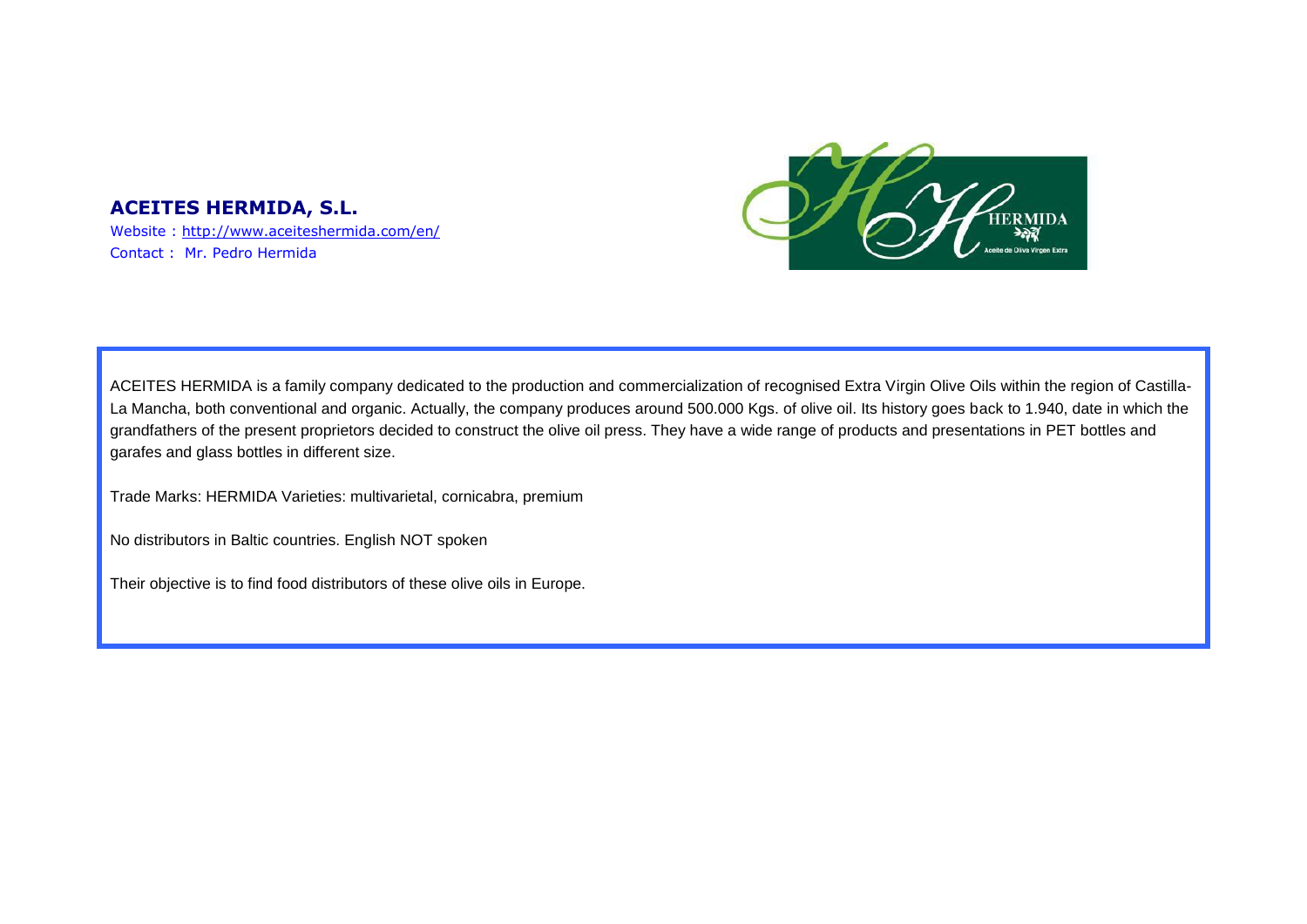## ACEITES HERMIDA, S.L.

Website : http://www.aceiteshermida.com/en/

Contact : Mr. Pedro Hermida

ACEITES HERMIDA is a family company dedicated to the production and commercialization of recognised Extra Virgin Olive Oils within the region of Castilla-La Mancha, both conventional and organic. Actually, the company produces around 500.000 Kgs. of olive oil. Its history goes back to 1.940, date in which the grandfathers of the present proprietors decided to construct the olive oil press. They have a wide range of products and presentations in PET bottles and garafes and glass bottles in different size.

Trade Marks: HERMIDA Varieties: multivarietal, cornicabra, premium

No distributors in Baltic countries. English NOT spoken

Their objective is to find food distributors of these olive oils in Europe.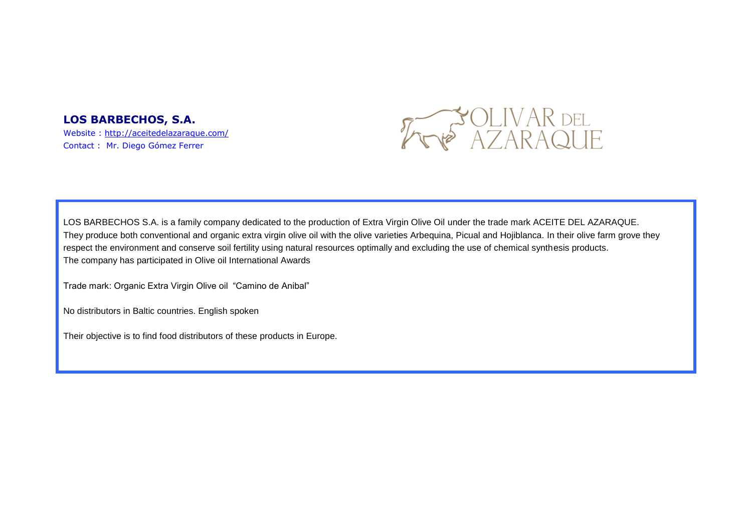**LOS BARBECHOS, S.A.**

Website : http://aceitedelazaraque.com/
Contact : Mr. Diego Gómez Ferrer

OLIVAR DEL AZARAQUE

LOS BARBECHOS S.A. is a family company dedicated to the production of Extra Virgin Olive Oil under the trade mark ACEITE DEL AZARAQUE. They produce both conventional and organic extra virgin olive oil with the olive varieties Arbequina, Picual and Hojiblanca. In their olive farm grove they respect the environment and conserve soil fertility using natural resources optimally and excluding the use of chemical synthesis products. The company has participated in Olive oil International Awards

Trade mark: Organic Extra Virgin Olive oil "Camino de Anibal"

No distributors in Baltic countries. English spoken

Their objective is to find food distributors of these products in Europe.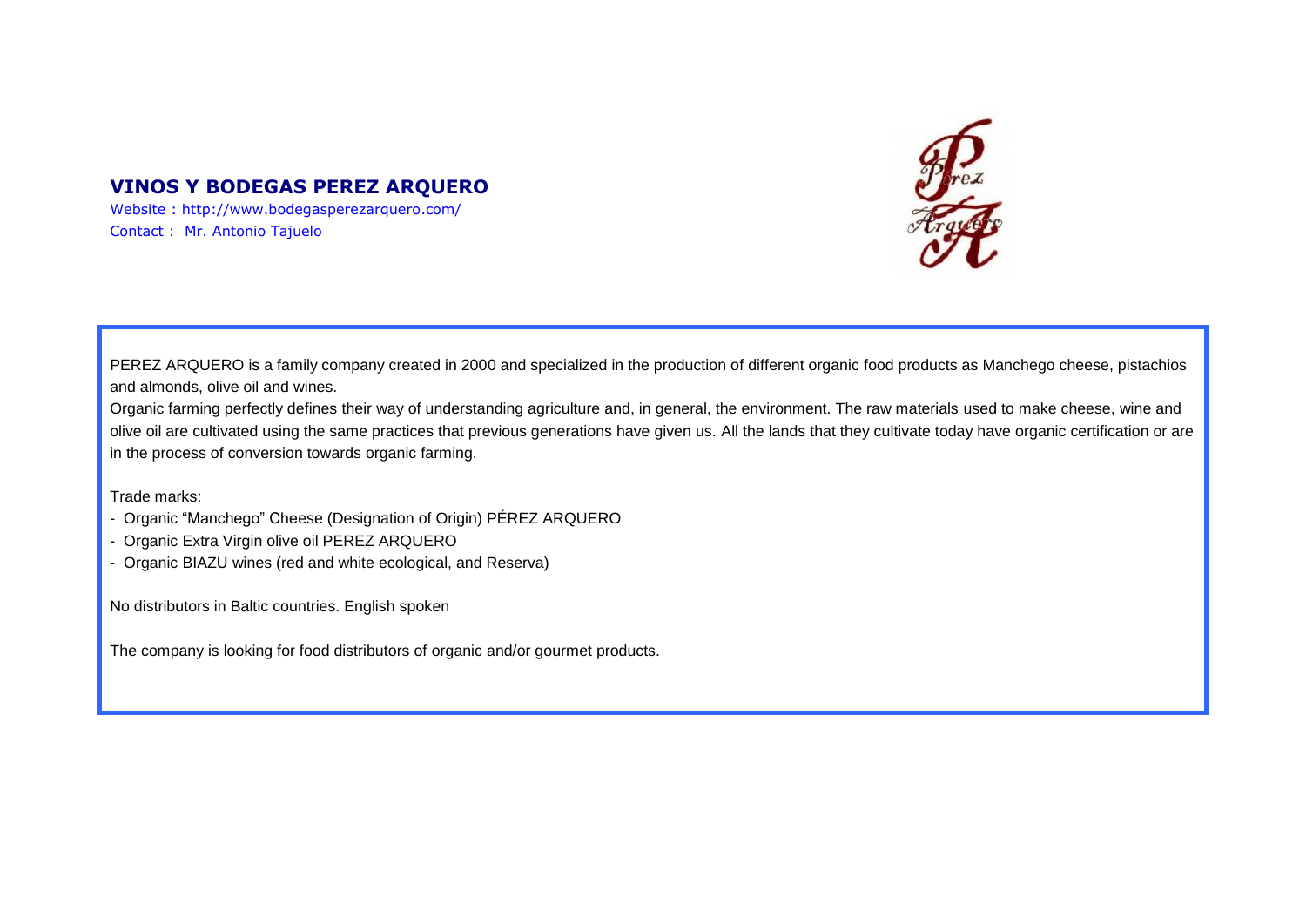## VINOS Y BODEGAS PEREZ ARQUERO

Website : http://www.bodegasperezarquero.com/

Contact : Mr. Antonio Tajuelo

PEREZ ARQUERO is a family company created in 2000 and specialized in the production of different organic food products as Manchego cheese, pistachios and almonds, olive oil and wines.

Organic farming perfectly defines their way of understanding agriculture and, in general, the environment. The raw materials used to make cheese, wine and olive oil are cultivated using the same practices that previous generations have given us. All the lands that they cultivate today have organic certification or are in the process of conversion towards organic farming.

Trade marks:

- Organic "Manchego" Cheese (Designation of Origin) PÉREZ ARQUERO
- Organic Extra Virgin olive oil PEREZ ARQUERO
- Organic BIAZU wines (red and white ecological, and Reserva)

No distributors in Baltic countries. English spoken

The company is looking for food distributors of organic and/or gourmet products.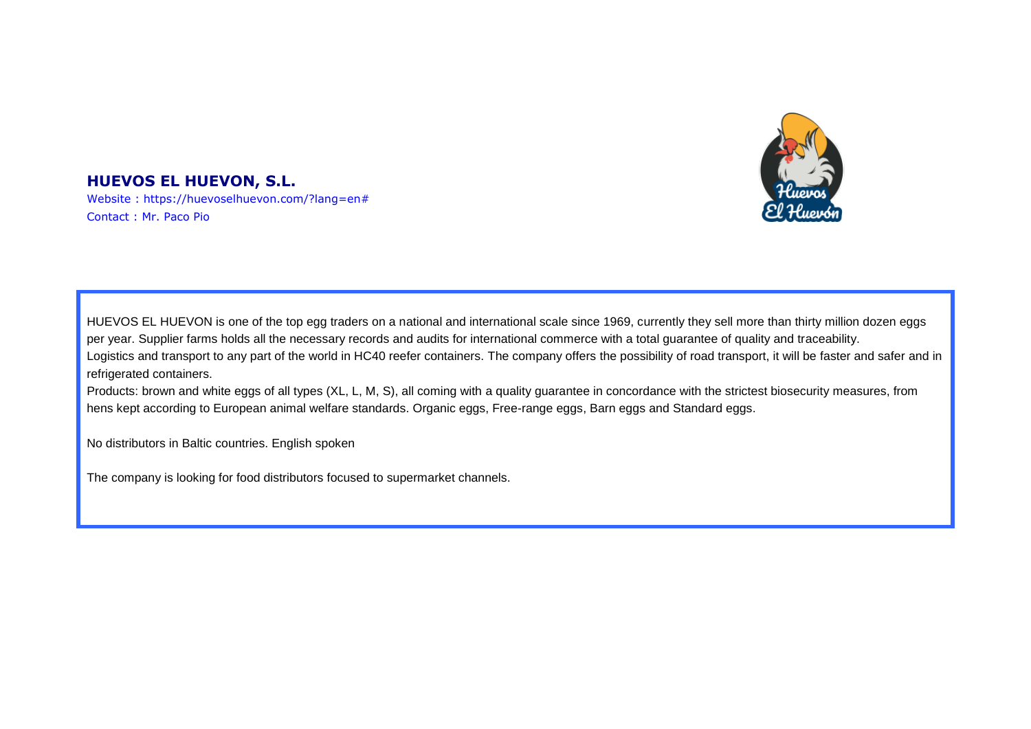## HUEVOS EL HUEVON, S.L.

Website : https://huevoselhuevon.com/?lang=en#

Contact : Mr. Paco Pio

HUEVOS EL HUEVON is one of the top egg traders on a national and international scale since 1969, currently they sell more than thirty million dozen eggs per year. Supplier farms holds all the necessary records and audits for international commerce with a total guarantee of quality and traceability.

Logistics and transport to any part of the world in HC40 reefer containers. The company offers the possibility of road transport, it will be faster and safer and in refrigerated containers.

Products: brown and white eggs of all types (XL, L, M, S), all coming with a quality guarantee in concordance with the strictest biosecurity measures, from hens kept according to European animal welfare standards. Organic eggs, Free-range eggs, Barn eggs and Standard eggs.

No distributors in Baltic countries. English spoken

The company is looking for food distributors focused to supermarket channels.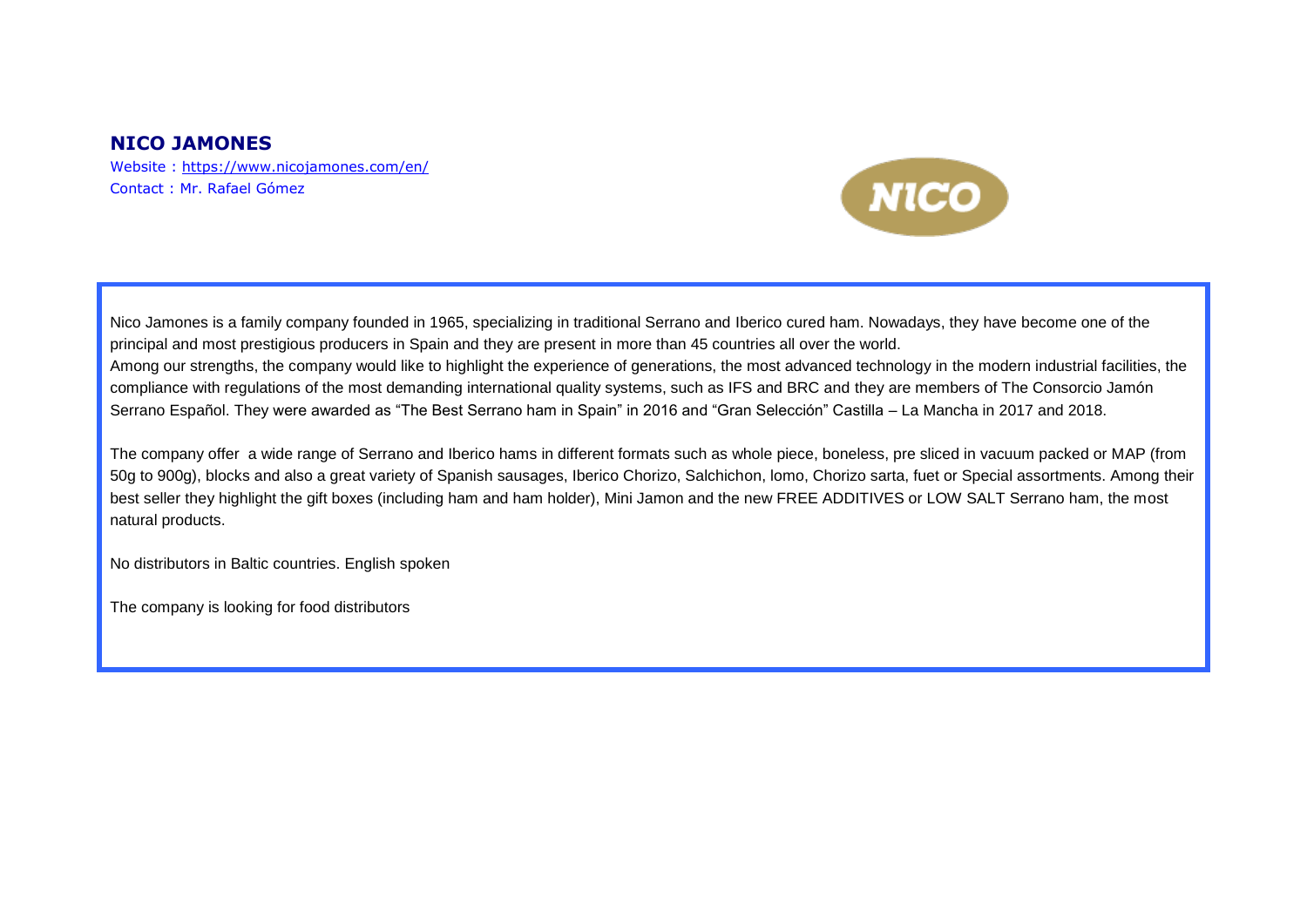## NICO JAMONES

Website : https://www.nicojamones.com/en/
Contact : Mr. Rafael Gómez

Nico Jamones is a family company founded in 1965, specializing in traditional Serrano and Iberico cured ham. Nowadays, they have become one of the principal and most prestigious producers in Spain and they are present in more than 45 countries all over the world.
Among our strengths, the company would like to highlight the experience of generations, the most advanced technology in the modern industrial facilities, the compliance with regulations of the most demanding international quality systems, such as IFS and BRC and they are members of The Consorcio Jamón Serrano Español. They were awarded as "The Best Serrano ham in Spain" in 2016 and "Gran Selección" Castilla – La Mancha in 2017 and 2018.

The company offer a wide range of Serrano and Iberico hams in different formats such as whole piece, boneless, pre sliced in vacuum packed or MAP (from 50g to 900g), blocks and also a great variety of Spanish sausages, Iberico Chorizo, Salchichon, lomo, Chorizo sarta, fuet or Special assortments. Among their best seller they highlight the gift boxes (including ham and ham holder), Mini Jamon and the new FREE ADDITIVES or LOW SALT Serrano ham, the most natural products.

No distributors in Baltic countries. English spoken

The company is looking for food distributors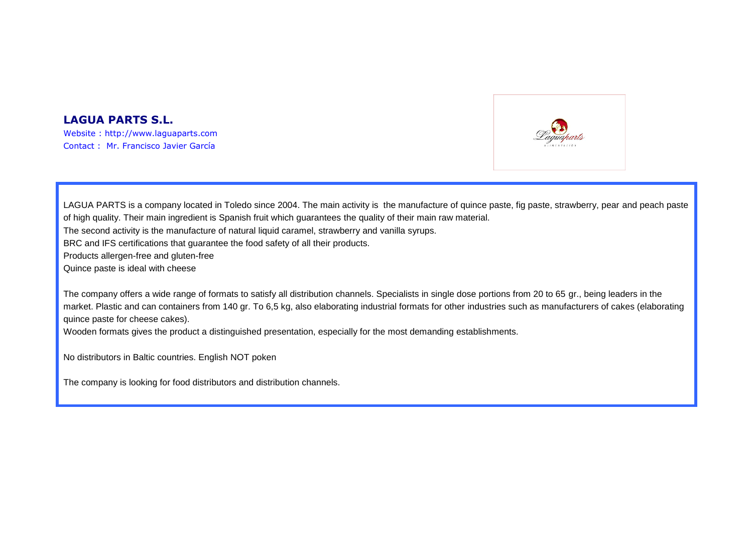## LAGUA PARTS S.L.

Website : http://www.laguaparts.com
Contact : Mr. Francisco Javier García

LAGUA PARTS is a company located in Toledo since 2004. The main activity is the manufacture of quince paste, fig paste, strawberry, pear and peach paste of high quality. Their main ingredient is Spanish fruit which guarantees the quality of their main raw material.

The second activity is the manufacture of natural liquid caramel, strawberry and vanilla syrups.

BRC and IFS certifications that guarantee the food safety of all their products.

Products allergen-free and gluten-free

Quince paste is ideal with cheese

The company offers a wide range of formats to satisfy all distribution channels. Specialists in single dose portions from 20 to 65 gr., being leaders in the market. Plastic and can containers from 140 gr. To 6,5 kg, also elaborating industrial formats for other industries such as manufacturers of cakes (elaborating quince paste for cheese cakes).

Wooden formats gives the product a distinguished presentation, especially for the most demanding establishments.

No distributors in Baltic countries. English NOT poken

The company is looking for food distributors and distribution channels.